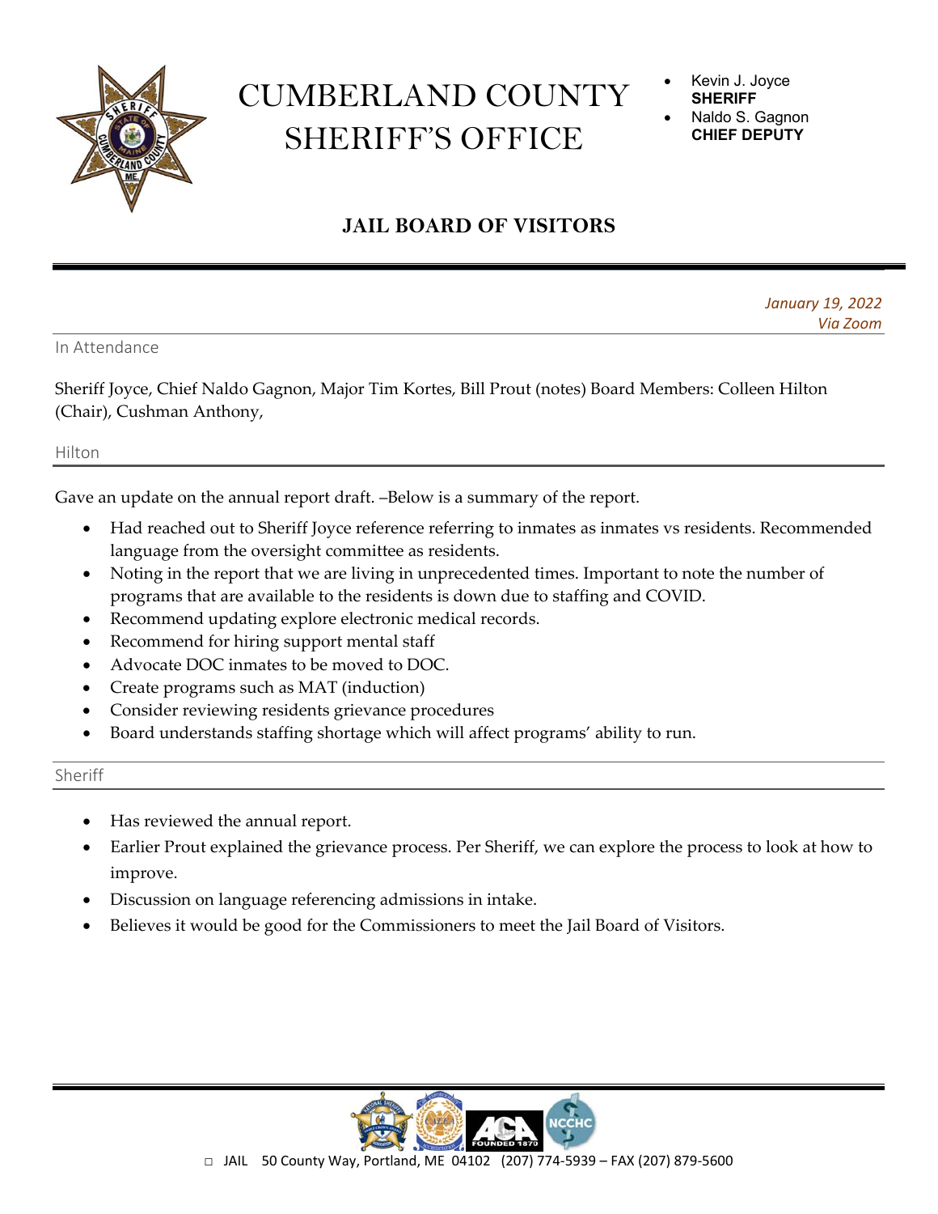# CUMBERLAND COUNTY SHERIFF'S OFFICE

- Kevin J. Joyce **SHERIFF**
- Naldo S. Gagnon **CHIEF DEPUTY**

## JAIL BOARD OF VISITORS

*January 19, 2022*
*Via Zoom*

### In Attendance

Sheriff Joyce, Chief Naldo Gagnon, Major Tim Kortes, Bill Prout (notes) Board Members: Colleen Hilton (Chair), Cushman Anthony,

### Hilton

Gave an update on the annual report draft. –Below is a summary of the report.

- Had reached out to Sheriff Joyce reference referring to inmates as inmates vs residents. Recommended language from the oversight committee as residents.
- Noting in the report that we are living in unprecedented times. Important to note the number of programs that are available to the residents is down due to staffing and COVID.
- Recommend updating explore electronic medical records.
- Recommend for hiring support mental staff
- Advocate DOC inmates to be moved to DOC.
- Create programs such as MAT (induction)
- Consider reviewing residents grievance procedures
- Board understands staffing shortage which will affect programs' ability to run.

### Sheriff

- Has reviewed the annual report.
- Earlier Prout explained the grievance process. Per Sheriff, we can explore the process to look at how to improve.
- Discussion on language referencing admissions in intake.
- Believes it would be good for the Commissioners to meet the Jail Board of Visitors.

□ JAIL 50 County Way, Portland, ME 04102 (207) 774-5939 – FAX (207) 879-5600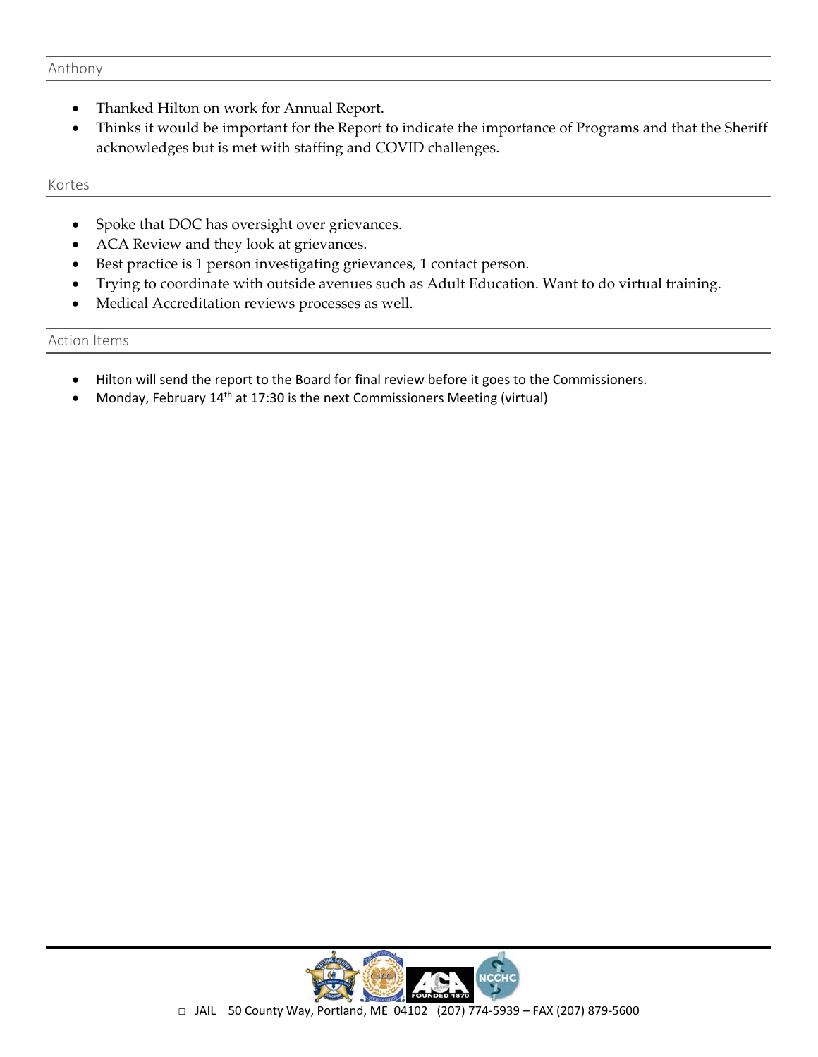## Anthony

- Thanked Hilton on work for Annual Report.
- Thinks it would be important for the Report to indicate the importance of Programs and that the Sheriff acknowledges but is met with staffing and COVID challenges.

## Kortes

- Spoke that DOC has oversight over grievances.
- ACA Review and they look at grievances.
- Best practice is 1 person investigating grievances, 1 contact person.
- Trying to coordinate with outside avenues such as Adult Education. Want to do virtual training.
- Medical Accreditation reviews processes as well.

## Action Items

- Hilton will send the report to the Board for final review before it goes to the Commissioners.
- Monday, February 14th at 17:30 is the next Commissioners Meeting (virtual)